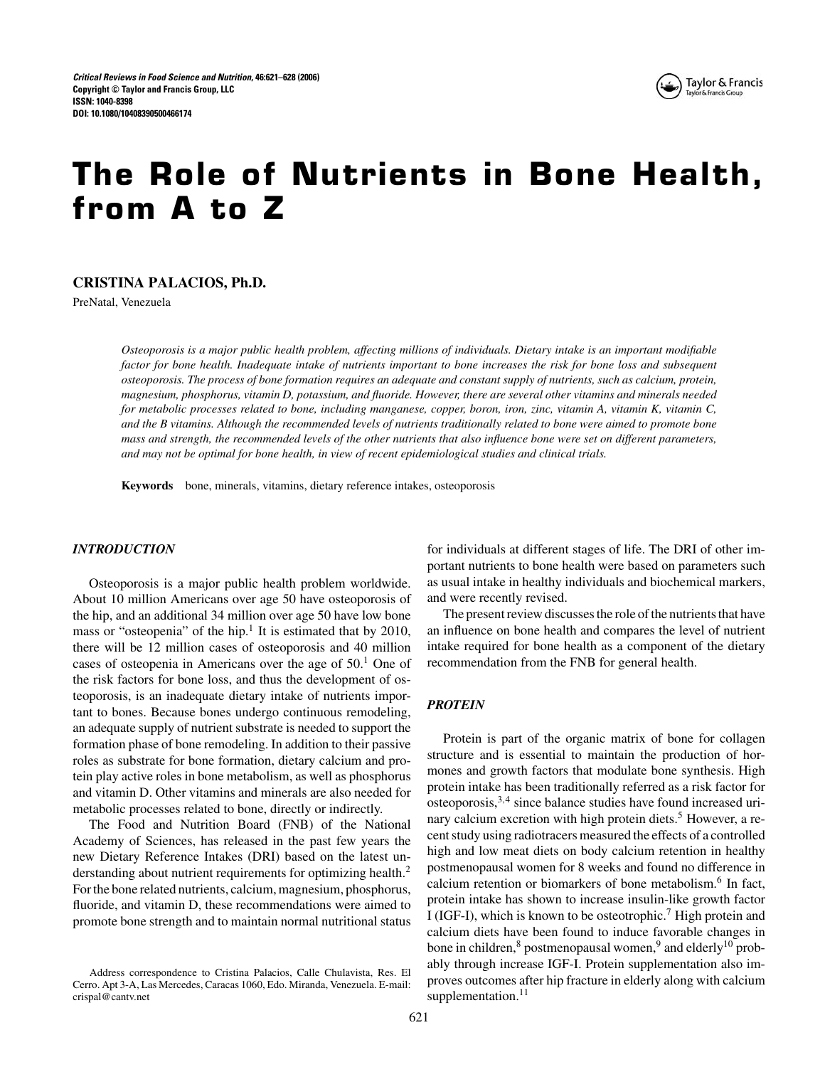# The Role of Nutrients in Bone Health, from A to Z

**CRISTINA PALACIOS, Ph.D.**

PreNatal, Venezuela

*Osteoporosis is a major public health problem, affecting millions of individuals. Dietary intake is an important modifiable factor for bone health. Inadequate intake of nutrients important to bone increases the risk for bone loss and subsequent osteoporosis. The process of bone formation requires an adequate and constant supply of nutrients, such as calcium, protein, magnesium, phosphorus, vitamin D, potassium, and fluoride. However, there are several other vitamins and minerals needed for metabolic processes related to bone, including manganese, copper, boron, iron, zinc, vitamin A, vitamin K, vitamin C, and the B vitamins. Although the recommended levels of nutrients traditionally related to bone were aimed to promote bone mass and strength, the recommended levels of the other nutrients that also influence bone were set on different parameters, and may not be optimal for bone health, in view of recent epidemiological studies and clinical trials.*

**Keywords** bone, minerals, vitamins, dietary reference intakes, osteoporosis

## INTRODUCTION

Osteoporosis is a major public health problem worldwide. About 10 million Americans over age 50 have osteoporosis of the hip, and an additional 34 million over age 50 have low bone mass or "osteopenia" of the hip.[1] It is estimated that by 2010, there will be 12 million cases of osteoporosis and 40 million cases of osteopenia in Americans over the age of 50.[1] One of the risk factors for bone loss, and thus the development of osteoporosis, is an inadequate dietary intake of nutrients important to bones. Because bones undergo continuous remodeling, an adequate supply of nutrient substrate is needed to support the formation phase of bone remodeling. In addition to their passive roles as substrate for bone formation, dietary calcium and protein play active roles in bone metabolism, as well as phosphorus and vitamin D. Other vitamins and minerals are also needed for metabolic processes related to bone, directly or indirectly.

The Food and Nutrition Board (FNB) of the National Academy of Sciences, has released in the past few years the new Dietary Reference Intakes (DRI) based on the latest understanding about nutrient requirements for optimizing health.[2] For the bone related nutrients, calcium, magnesium, phosphorus, fluoride, and vitamin D, these recommendations were aimed to promote bone strength and to maintain normal nutritional status for individuals at different stages of life. The DRI of other important nutrients to bone health were based on parameters such as usual intake in healthy individuals and biochemical markers, and were recently revised.

The present review discusses the role of the nutrients that have an influence on bone health and compares the level of nutrient intake required for bone health as a component of the dietary recommendation from the FNB for general health.

## PROTEIN

Protein is part of the organic matrix of bone for collagen structure and is essential to maintain the production of hormones and growth factors that modulate bone synthesis. High protein intake has been traditionally referred as a risk factor for osteoporosis,[3,4] since balance studies have found increased urinary calcium excretion with high protein diets.[5] However, a recent study using radiotracers measured the effects of a controlled high and low meat diets on body calcium retention in healthy postmenopausal women for 8 weeks and found no difference in calcium retention or biomarkers of bone metabolism.[6] In fact, protein intake has shown to increase insulin-like growth factor I (IGF-I), which is known to be osteotrophic.[7] High protein and calcium diets have been found to induce favorable changes in bone in children,[8] postmenopausal women,[9] and elderly[10] probably through increase IGF-I. Protein supplementation also improves outcomes after hip fracture in elderly along with calcium supplementation.[11]

Address correspondence to Cristina Palacios, Calle Chulavista, Res. El Cerro. Apt 3-A, Las Mercedes, Caracas 1060, Edo. Miranda, Venezuela. E-mail: crispal@cantv.net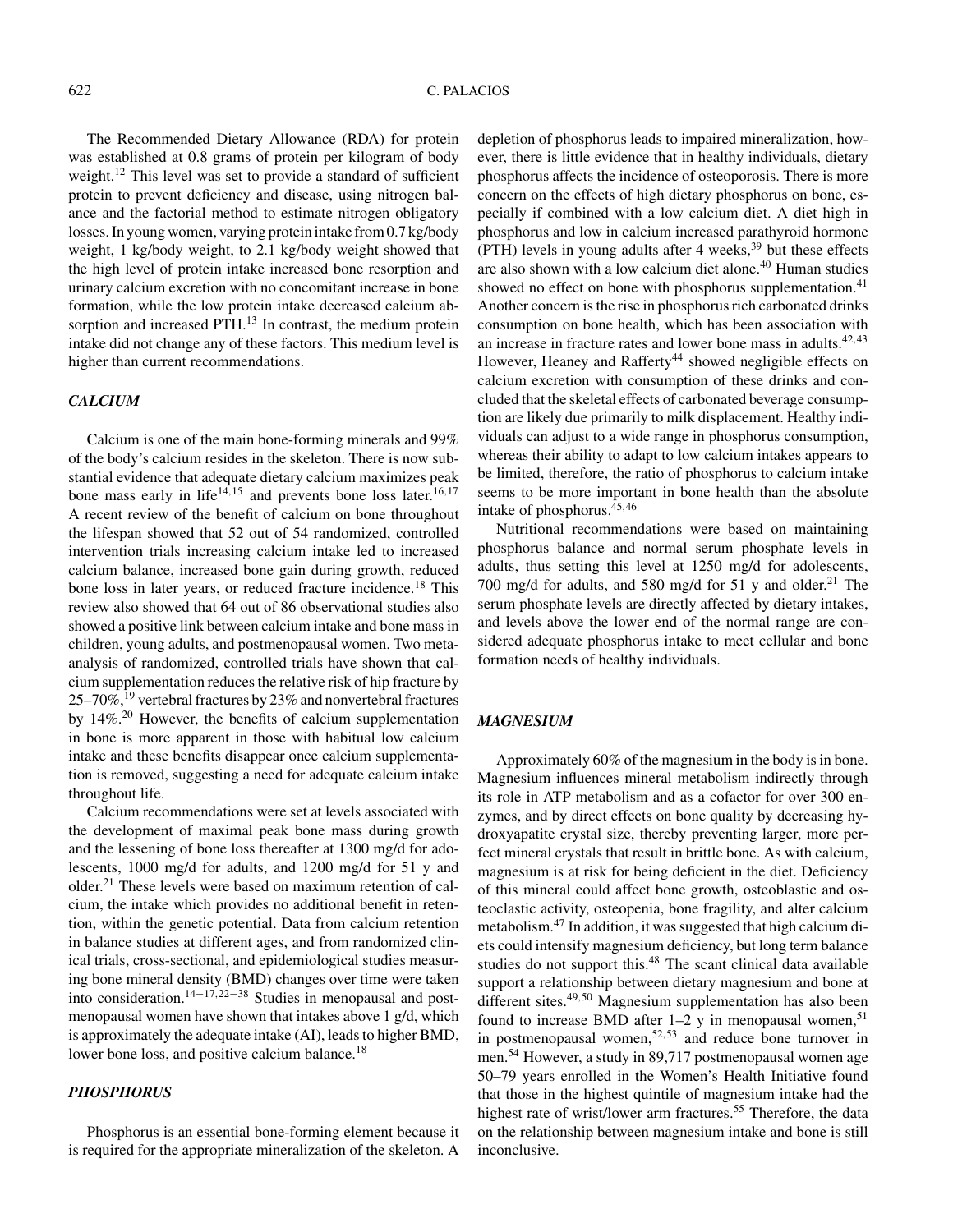The Recommended Dietary Allowance (RDA) for protein was established at 0.8 grams of protein per kilogram of body weight.[12] This level was set to provide a standard of sufficient protein to prevent deficiency and disease, using nitrogen balance and the factorial method to estimate nitrogen obligatory losses. In young women, varying protein intake from 0.7 kg/body weight, 1 kg/body weight, to 2.1 kg/body weight showed that the high level of protein intake increased bone resorption and urinary calcium excretion with no concomitant increase in bone formation, while the low protein intake decreased calcium absorption and increased PTH.[13] In contrast, the medium protein intake did not change any of these factors. This medium level is higher than current recommendations.

### *CALCIUM*

Calcium is one of the main bone-forming minerals and 99% of the body's calcium resides in the skeleton. There is now substantial evidence that adequate dietary calcium maximizes peak bone mass early in life[14,15] and prevents bone loss later.[16,17] A recent review of the benefit of calcium on bone throughout the lifespan showed that 52 out of 54 randomized, controlled intervention trials increasing calcium intake led to increased calcium balance, increased bone gain during growth, reduced bone loss in later years, or reduced fracture incidence.[18] This review also showed that 64 out of 86 observational studies also showed a positive link between calcium intake and bone mass in children, young adults, and postmenopausal women. Two meta-analysis of randomized, controlled trials have shown that calcium supplementation reduces the relative risk of hip fracture by 25–70%,[19] vertebral fractures by 23% and nonvertebral fractures by 14%.[20] However, the benefits of calcium supplementation in bone is more apparent in those with habitual low calcium intake and these benefits disappear once calcium supplementation is removed, suggesting a need for adequate calcium intake throughout life.

Calcium recommendations were set at levels associated with the development of maximal peak bone mass during growth and the lessening of bone loss thereafter at 1300 mg/d for adolescents, 1000 mg/d for adults, and 1200 mg/d for 51 y and older.[21] These levels were based on maximum retention of calcium, the intake which provides no additional benefit in retention, within the genetic potential. Data from calcium retention in balance studies at different ages, and from randomized clinical trials, cross-sectional, and epidemiological studies measuring bone mineral density (BMD) changes over time were taken into consideration.[14–17,22–38] Studies in menopausal and postmenopausal women have shown that intakes above 1 g/d, which is approximately the adequate intake (AI), leads to higher BMD, lower bone loss, and positive calcium balance.[18]

### *PHOSPHORUS*

Phosphorus is an essential bone-forming element because it is required for the appropriate mineralization of the skeleton. A depletion of phosphorus leads to impaired mineralization, however, there is little evidence that in healthy individuals, dietary phosphorus affects the incidence of osteoporosis. There is more concern on the effects of high dietary phosphorus on bone, especially if combined with a low calcium diet. A diet high in phosphorus and low in calcium increased parathyroid hormone (PTH) levels in young adults after 4 weeks,[39] but these effects are also shown with a low calcium diet alone.[40] Human studies showed no effect on bone with phosphorus supplementation.[41] Another concern is the rise in phosphorus rich carbonated drinks consumption on bone health, which has been association with an increase in fracture rates and lower bone mass in adults.[42,43] However, Heaney and Rafferty[44] showed negligible effects on calcium excretion with consumption of these drinks and concluded that the skeletal effects of carbonated beverage consumption are likely due primarily to milk displacement. Healthy individuals can adjust to a wide range in phosphorus consumption, whereas their ability to adapt to low calcium intakes appears to be limited, therefore, the ratio of phosphorus to calcium intake seems to be more important in bone health than the absolute intake of phosphorus.[45,46]

Nutritional recommendations were based on maintaining phosphorus balance and normal serum phosphate levels in adults, thus setting this level at 1250 mg/d for adolescents, 700 mg/d for adults, and 580 mg/d for 51 y and older.[21] The serum phosphate levels are directly affected by dietary intakes, and levels above the lower end of the normal range are considered adequate phosphorus intake to meet cellular and bone formation needs of healthy individuals.

### *MAGNESIUM*

Approximately 60% of the magnesium in the body is in bone. Magnesium influences mineral metabolism indirectly through its role in ATP metabolism and as a cofactor for over 300 enzymes, and by direct effects on bone quality by decreasing hydroxyapatite crystal size, thereby preventing larger, more perfect mineral crystals that result in brittle bone. As with calcium, magnesium is at risk for being deficient in the diet. Deficiency of this mineral could affect bone growth, osteoblastic and osteoclastic activity, osteopenia, bone fragility, and alter calcium metabolism.[47] In addition, it was suggested that high calcium diets could intensify magnesium deficiency, but long term balance studies do not support this.[48] The scant clinical data available support a relationship between dietary magnesium and bone at different sites.[49,50] Magnesium supplementation has also been found to increase BMD after 1–2 y in menopausal women,[51] in postmenopausal women,[52,53] and reduce bone turnover in men.[54] However, a study in 89,717 postmenopausal women age 50–79 years enrolled in the Women's Health Initiative found that those in the highest quintile of magnesium intake had the highest rate of wrist/lower arm fractures.[55] Therefore, the data on the relationship between magnesium intake and bone is still inconclusive.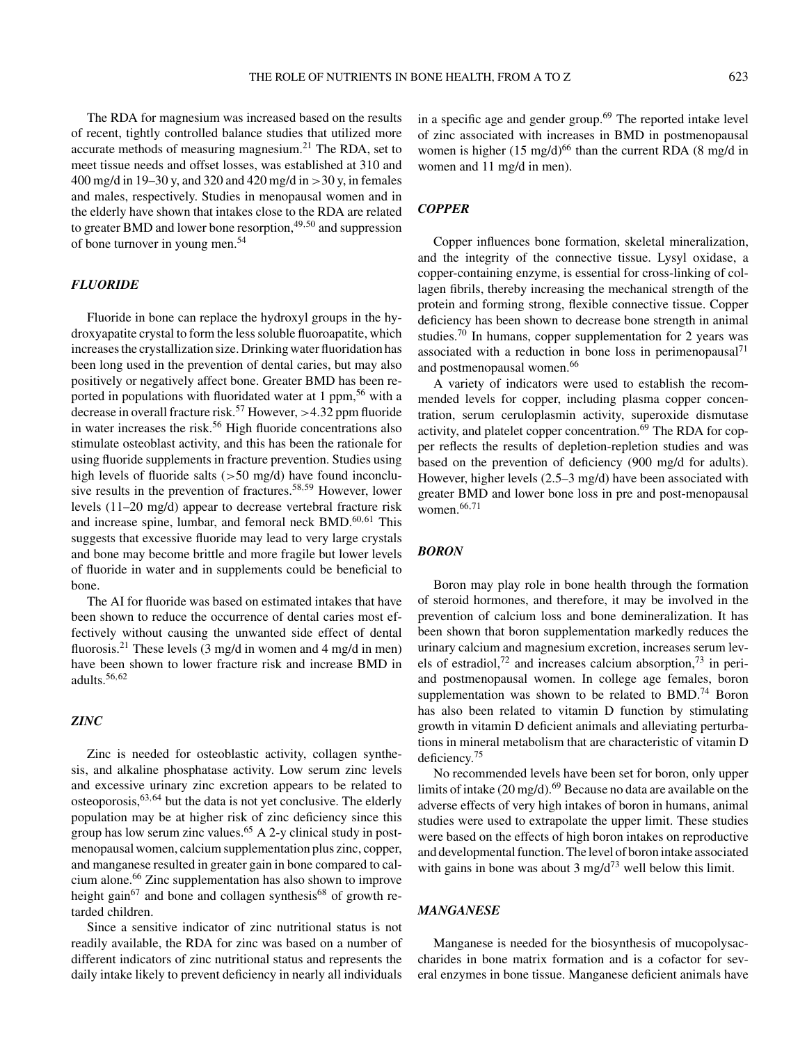The RDA for magnesium was increased based on the results of recent, tightly controlled balance studies that utilized more accurate methods of measuring magnesium.[21] The RDA, set to meet tissue needs and offset losses, was established at 310 and 400 mg/d in 19–30 y, and 320 and 420 mg/d in >30 y, in females and males, respectively. Studies in menopausal women and in the elderly have shown that intakes close to the RDA are related to greater BMD and lower bone resorption,[49,50] and suppression of bone turnover in young men.[54]

### *FLUORIDE*

Fluoride in bone can replace the hydroxyl groups in the hydroxyapatite crystal to form the less soluble fluoroapatite, which increases the crystallization size. Drinking water fluoridation has been long used in the prevention of dental caries, but may also positively or negatively affect bone. Greater BMD has been reported in populations with fluoridated water at 1 ppm,[56] with a decrease in overall fracture risk.[57] However, >4.32 ppm fluoride in water increases the risk.[56] High fluoride concentrations also stimulate osteoblast activity, and this has been the rationale for using fluoride supplements in fracture prevention. Studies using high levels of fluoride salts (>50 mg/d) have found inconclusive results in the prevention of fractures.[58,59] However, lower levels (11–20 mg/d) appear to decrease vertebral fracture risk and increase spine, lumbar, and femoral neck BMD.[60,61] This suggests that excessive fluoride may lead to very large crystals and bone may become brittle and more fragile but lower levels of fluoride in water and in supplements could be beneficial to bone.

The AI for fluoride was based on estimated intakes that have been shown to reduce the occurrence of dental caries most effectively without causing the unwanted side effect of dental fluorosis.[21] These levels (3 mg/d in women and 4 mg/d in men) have been shown to lower fracture risk and increase BMD in adults.[56,62]

### *ZINC*

Zinc is needed for osteoblastic activity, collagen synthesis, and alkaline phosphatase activity. Low serum zinc levels and excessive urinary zinc excretion appears to be related to osteoporosis,[63,64] but the data is not yet conclusive. The elderly population may be at higher risk of zinc deficiency since this group has low serum zinc values.[65] A 2-y clinical study in postmenopausal women, calcium supplementation plus zinc, copper, and manganese resulted in greater gain in bone compared to calcium alone.[66] Zinc supplementation has also shown to improve height gain[67] and bone and collagen synthesis[68] of growth retarded children.

Since a sensitive indicator of zinc nutritional status is not readily available, the RDA for zinc was based on a number of different indicators of zinc nutritional status and represents the daily intake likely to prevent deficiency in nearly all individuals in a specific age and gender group.[69] The reported intake level of zinc associated with increases in BMD in postmenopausal women is higher (15 mg/d)[66] than the current RDA (8 mg/d in women and 11 mg/d in men).

### *COPPER*

Copper influences bone formation, skeletal mineralization, and the integrity of the connective tissue. Lysyl oxidase, a copper-containing enzyme, is essential for cross-linking of collagen fibrils, thereby increasing the mechanical strength of the protein and forming strong, flexible connective tissue. Copper deficiency has been shown to decrease bone strength in animal studies.[70] In humans, copper supplementation for 2 years was associated with a reduction in bone loss in perimenopausal[71] and postmenopausal women.[66]

A variety of indicators were used to establish the recommended levels for copper, including plasma copper concentration, serum ceruloplasmin activity, superoxide dismutase activity, and platelet copper concentration.[69] The RDA for copper reflects the results of depletion-repletion studies and was based on the prevention of deficiency (900 mg/d for adults). However, higher levels (2.5–3 mg/d) have been associated with greater BMD and lower bone loss in pre and post-menopausal women.[66,71]

### *BORON*

Boron may play role in bone health through the formation of steroid hormones, and therefore, it may be involved in the prevention of calcium loss and bone demineralization. It has been shown that boron supplementation markedly reduces the urinary calcium and magnesium excretion, increases serum levels of estradiol,[72] and increases calcium absorption,[73] in peri- and postmenopausal women. In college age females, boron supplementation was shown to be related to BMD.[74] Boron has also been related to vitamin D function by stimulating growth in vitamin D deficient animals and alleviating perturbations in mineral metabolism that are characteristic of vitamin D deficiency.[75]

No recommended levels have been set for boron, only upper limits of intake (20 mg/d).[69] Because no data are available on the adverse effects of very high intakes of boron in humans, animal studies were used to extrapolate the upper limit. These studies were based on the effects of high boron intakes on reproductive and developmental function. The level of boron intake associated with gains in bone was about 3 mg/d[73] well below this limit.

### *MANGANESE*

Manganese is needed for the biosynthesis of mucopolysaccharides in bone matrix formation and is a cofactor for several enzymes in bone tissue. Manganese deficient animals have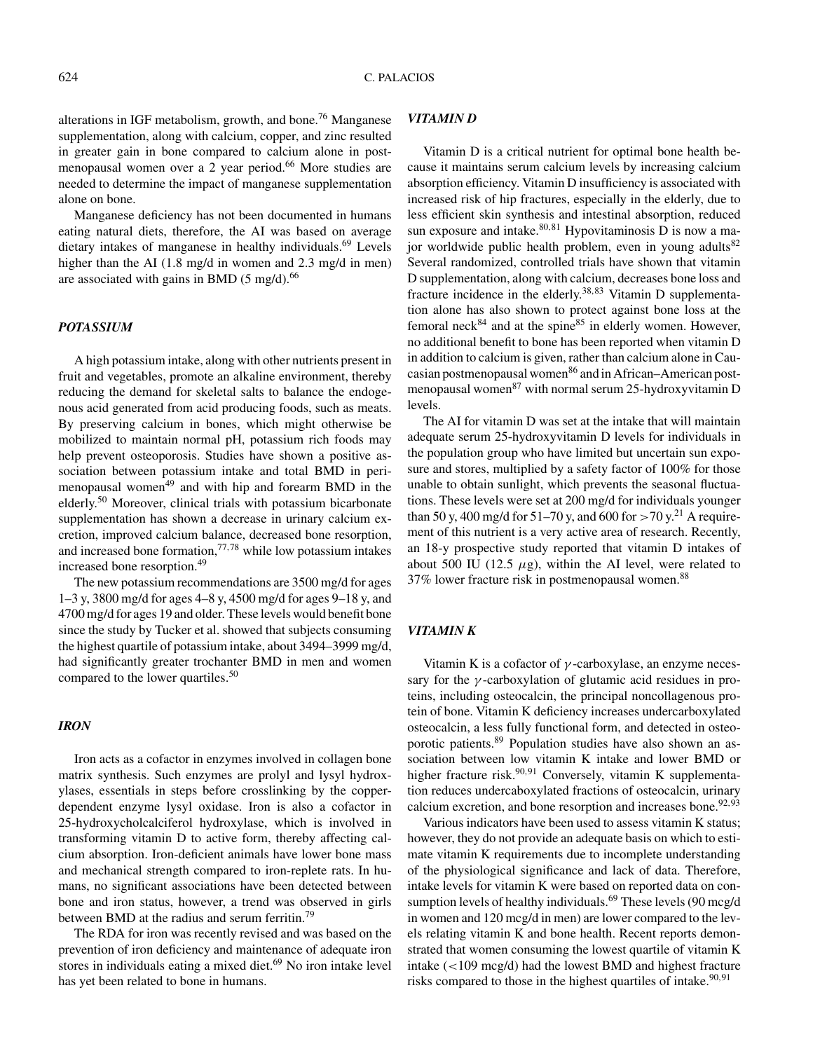alterations in IGF metabolism, growth, and bone.[76] Manganese supplementation, along with calcium, copper, and zinc resulted in greater gain in bone compared to calcium alone in postmenopausal women over a 2 year period.[66] More studies are needed to determine the impact of manganese supplementation alone on bone.

Manganese deficiency has not been documented in humans eating natural diets, therefore, the AI was based on average dietary intakes of manganese in healthy individuals.[69] Levels higher than the AI (1.8 mg/d in women and 2.3 mg/d in men) are associated with gains in BMD (5 mg/d).[66]

### *POTASSIUM*

A high potassium intake, along with other nutrients present in fruit and vegetables, promote an alkaline environment, thereby reducing the demand for skeletal salts to balance the endogenous acid generated from acid producing foods, such as meats. By preserving calcium in bones, which might otherwise be mobilized to maintain normal pH, potassium rich foods may help prevent osteoporosis. Studies have shown a positive association between potassium intake and total BMD in perimenopausal women[49] and with hip and forearm BMD in the elderly.[50] Moreover, clinical trials with potassium bicarbonate supplementation has shown a decrease in urinary calcium excretion, improved calcium balance, decreased bone resorption, and increased bone formation,[77,78] while low potassium intakes increased bone resorption.[49]

The new potassium recommendations are 3500 mg/d for ages 1–3 y, 3800 mg/d for ages 4–8 y, 4500 mg/d for ages 9–18 y, and 4700 mg/d for ages 19 and older. These levels would benefit bone since the study by Tucker et al. showed that subjects consuming the highest quartile of potassium intake, about 3494–3999 mg/d, had significantly greater trochanter BMD in men and women compared to the lower quartiles.[50]

### *IRON*

Iron acts as a cofactor in enzymes involved in collagen bone matrix synthesis. Such enzymes are prolyl and lysyl hydroxylases, essentials in steps before crosslinking by the copper-dependent enzyme lysyl oxidase. Iron is also a cofactor in 25-hydroxycholcalciferol hydroxylase, which is involved in transforming vitamin D to active form, thereby affecting calcium absorption. Iron-deficient animals have lower bone mass and mechanical strength compared to iron-replete rats. In humans, no significant associations have been detected between bone and iron status, however, a trend was observed in girls between BMD at the radius and serum ferritin.[79]

The RDA for iron was recently revised and was based on the prevention of iron deficiency and maintenance of adequate iron stores in individuals eating a mixed diet.[69] No iron intake level has yet been related to bone in humans.

### *VITAMIN D*

Vitamin D is a critical nutrient for optimal bone health because it maintains serum calcium levels by increasing calcium absorption efficiency. Vitamin D insufficiency is associated with increased risk of hip fractures, especially in the elderly, due to less efficient skin synthesis and intestinal absorption, reduced sun exposure and intake.[80,81] Hypovitaminosis D is now a major worldwide public health problem, even in young adults[82] Several randomized, controlled trials have shown that vitamin D supplementation, along with calcium, decreases bone loss and fracture incidence in the elderly.[38,83] Vitamin D supplementation alone has also shown to protect against bone loss at the femoral neck[84] and at the spine[85] in elderly women. However, no additional benefit to bone has been reported when vitamin D in addition to calcium is given, rather than calcium alone in Caucasian postmenopausal women[86] and in African–American postmenopausal women[87] with normal serum 25-hydroxyvitamin D levels.

The AI for vitamin D was set at the intake that will maintain adequate serum 25-hydroxyvitamin D levels for individuals in the population group who have limited but uncertain sun exposure and stores, multiplied by a safety factor of 100% for those unable to obtain sunlight, which prevents the seasonal fluctuations. These levels were set at 200 mg/d for individuals younger than 50 y, 400 mg/d for 51–70 y, and 600 for >70 y.[21] A requirement of this nutrient is a very active area of research. Recently, an 18-y prospective study reported that vitamin D intakes of about 500 IU (12.5 $\mu$g), within the AI level, were related to 37% lower fracture risk in postmenopausal women.[88]

### *VITAMIN K*

Vitamin K is a cofactor of $\gamma$-carboxylase, an enzyme necessary for the $\gamma$-carboxylation of glutamic acid residues in proteins, including osteocalcin, the principal noncollagenous protein of bone. Vitamin K deficiency increases undercarboxylated osteocalcin, a less fully functional form, and detected in osteoporotic patients.[89] Population studies have also shown an association between low vitamin K intake and lower BMD or higher fracture risk.[90,91] Conversely, vitamin K supplementation reduces undercaboxylated fractions of osteocalcin, urinary calcium excretion, and bone resorption and increases bone.[92,93]

Various indicators have been used to assess vitamin K status; however, they do not provide an adequate basis on which to estimate vitamin K requirements due to incomplete understanding of the physiological significance and lack of data. Therefore, intake levels for vitamin K were based on reported data on consumption levels of healthy individuals.[69] These levels (90 mcg/d in women and 120 mcg/d in men) are lower compared to the levels relating vitamin K and bone health. Recent reports demonstrated that women consuming the lowest quartile of vitamin K intake (<109 mcg/d) had the lowest BMD and highest fracture risks compared to those in the highest quartiles of intake.[90,91]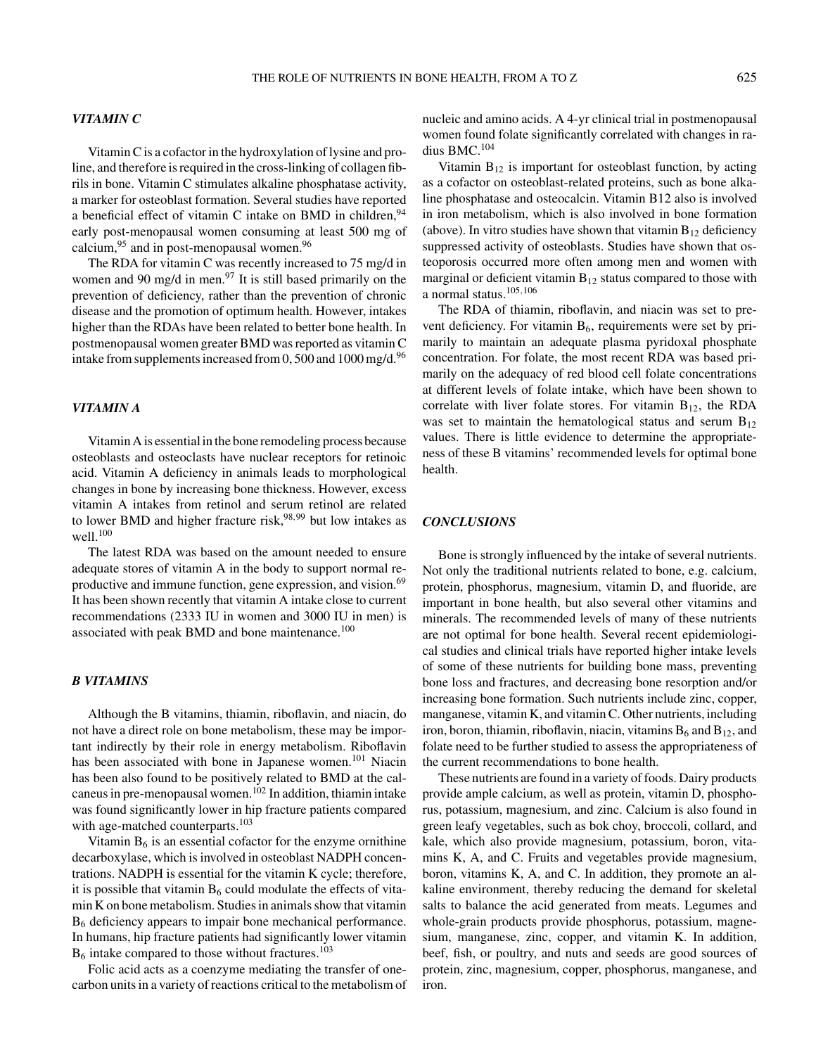### *VITAMIN C*

Vitamin C is a cofactor in the hydroxylation of lysine and proline, and therefore is required in the cross-linking of collagen fibrils in bone. Vitamin C stimulates alkaline phosphatase activity, a marker for osteoblast formation. Several studies have reported a beneficial effect of vitamin C intake on BMD in children,[94] early post-menopausal women consuming at least 500 mg of calcium,[95] and in post-menopausal women.[96]

The RDA for vitamin C was recently increased to 75 mg/d in women and 90 mg/d in men.[97] It is still based primarily on the prevention of deficiency, rather than the prevention of chronic disease and the promotion of optimum health. However, intakes higher than the RDAs have been related to better bone health. In postmenopausal women greater BMD was reported as vitamin C intake from supplements increased from 0, 500 and 1000 mg/d.[96]

### *VITAMIN A*

Vitamin A is essential in the bone remodeling process because osteoblasts and osteoclasts have nuclear receptors for retinoic acid. Vitamin A deficiency in animals leads to morphological changes in bone by increasing bone thickness. However, excess vitamin A intakes from retinol and serum retinol are related to lower BMD and higher fracture risk,[98,99] but low intakes as well.[100]

The latest RDA was based on the amount needed to ensure adequate stores of vitamin A in the body to support normal reproductive and immune function, gene expression, and vision.[69] It has been shown recently that vitamin A intake close to current recommendations (2333 IU in women and 3000 IU in men) is associated with peak BMD and bone maintenance.[100]

### *B VITAMINS*

Although the B vitamins, thiamin, riboflavin, and niacin, do not have a direct role on bone metabolism, these may be important indirectly by their role in energy metabolism. Riboflavin has been associated with bone in Japanese women.[101] Niacin has been also found to be positively related to BMD at the calcaneus in pre-menopausal women.[102] In addition, thiamin intake was found significantly lower in hip fracture patients compared with age-matched counterparts.[103]

Vitamin $B_6$ is an essential cofactor for the enzyme ornithine decarboxylase, which is involved in osteoblast NADPH concentrations. NADPH is essential for the vitamin K cycle; therefore, it is possible that vitamin $B_6$ could modulate the effects of vitamin K on bone metabolism. Studies in animals show that vitamin $B_6$ deficiency appears to impair bone mechanical performance. In humans, hip fracture patients had significantly lower vitamin $B_6$ intake compared to those without fractures.[103]

Folic acid acts as a coenzyme mediating the transfer of one-carbon units in a variety of reactions critical to the metabolism of nucleic and amino acids. A 4-yr clinical trial in postmenopausal women found folate significantly correlated with changes in radius BMC.[104]

Vitamin $B_{12}$ is important for osteoblast function, by acting as a cofactor on osteoblast-related proteins, such as bone alkaline phosphatase and osteocalcin. Vitamin B12 also is involved in iron metabolism, which is also involved in bone formation (above). In vitro studies have shown that vitamin $B_{12}$ deficiency suppressed activity of osteoblasts. Studies have shown that osteoporosis occurred more often among men and women with marginal or deficient vitamin $B_{12}$ status compared to those with a normal status.[105,106]

The RDA of thiamin, riboflavin, and niacin was set to prevent deficiency. For vitamin $B_6$, requirements were set by primarily to maintain an adequate plasma pyridoxal phosphate concentration. For folate, the most recent RDA was based primarily on the adequacy of red blood cell folate concentrations at different levels of folate intake, which have been shown to correlate with liver folate stores. For vitamin $B_{12}$, the RDA was set to maintain the hematological status and serum $B_{12}$ values. There is little evidence to determine the appropriateness of these B vitamins' recommended levels for optimal bone health.

### *CONCLUSIONS*

Bone is strongly influenced by the intake of several nutrients. Not only the traditional nutrients related to bone, e.g. calcium, protein, phosphorus, magnesium, vitamin D, and fluoride, are important in bone health, but also several other vitamins and minerals. The recommended levels of many of these nutrients are not optimal for bone health. Several recent epidemiological studies and clinical trials have reported higher intake levels of some of these nutrients for building bone mass, preventing bone loss and fractures, and decreasing bone resorption and/or increasing bone formation. Such nutrients include zinc, copper, manganese, vitamin K, and vitamin C. Other nutrients, including iron, boron, thiamin, riboflavin, niacin, vitamins $B_6$ and $B_{12}$, and folate need to be further studied to assess the appropriateness of the current recommendations to bone health.

These nutrients are found in a variety of foods. Dairy products provide ample calcium, as well as protein, vitamin D, phosphorus, potassium, magnesium, and zinc. Calcium is also found in green leafy vegetables, such as bok choy, broccoli, collard, and kale, which also provide magnesium, potassium, boron, vitamins K, A, and C. Fruits and vegetables provide magnesium, boron, vitamins K, A, and C. In addition, they promote an alkaline environment, thereby reducing the demand for skeletal salts to balance the acid generated from meats. Legumes and whole-grain products provide phosphorus, potassium, magnesium, manganese, zinc, copper, and vitamin K. In addition, beef, fish, or poultry, and nuts and seeds are good sources of protein, zinc, magnesium, copper, phosphorus, manganese, and iron.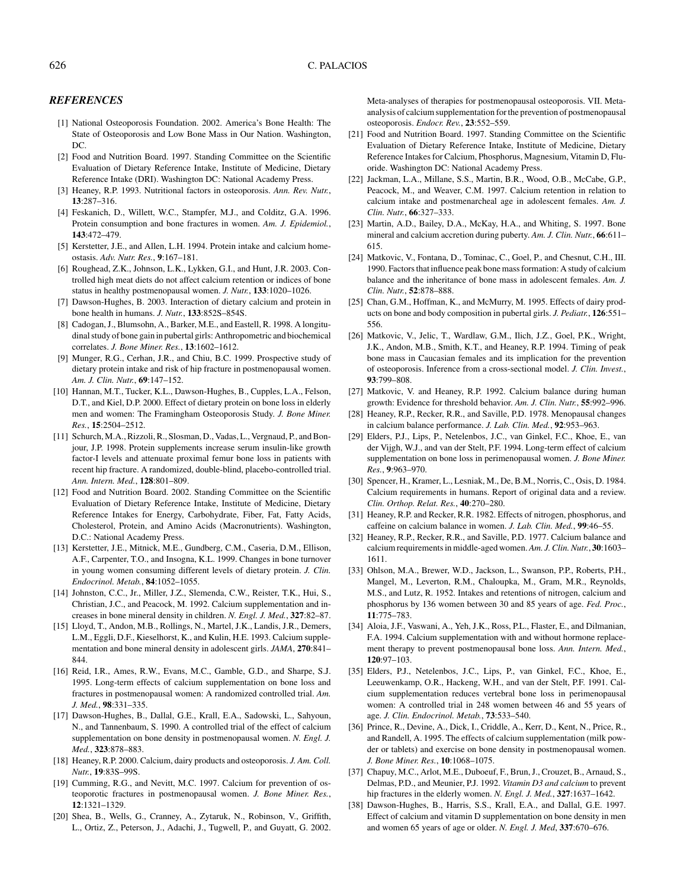## *REFERENCES*

[1] National Osteoporosis Foundation. 2002. America's Bone Health: The State of Osteoporosis and Low Bone Mass in Our Nation. Washington, DC.

[2] Food and Nutrition Board. 1997. Standing Committee on the Scientific Evaluation of Dietary Reference Intake, Institute of Medicine, Dietary Reference Intake (DRI). Washington DC: National Academy Press.

[3] Heaney, R.P. 1993. Nutritional factors in osteoporosis. *Ann. Rev. Nutr.*, **13**:287–316.

[4] Feskanich, D., Willett, W.C., Stampfer, M.J., and Colditz, G.A. 1996. Protein consumption and bone fractures in women. *Am. J. Epidemiol.*, **143**:472–479.

[5] Kerstetter, J.E., and Allen, L.H. 1994. Protein intake and calcium homeostasis. *Adv. Nutr. Res.*, **9**:167–181.

[6] Roughead, Z.K., Johnson, L.K., Lykken, G.I., and Hunt, J.R. 2003. Controlled high meat diets do not affect calcium retention or indices of bone status in healthy postmenopausal women. *J. Nutr.*, **133**:1020–1026.

[7] Dawson-Hughes, B. 2003. Interaction of dietary calcium and protein in bone health in humans. *J. Nutr.*, **133**:852S–854S.

[8] Cadogan, J., Blumsohn, A., Barker, M.E., and Eastell, R. 1998. A longitudinal study of bone gain in pubertal girls: Anthropometric and biochemical correlates. *J. Bone Miner. Res.*, **13**:1602–1612.

[9] Munger, R.G., Cerhan, J.R., and Chiu, B.C. 1999. Prospective study of dietary protein intake and risk of hip fracture in postmenopausal women. *Am. J. Clin. Nutr.*, **69**:147–152.

[10] Hannan, M.T., Tucker, K.L., Dawson-Hughes, B., Cupples, L.A., Felson, D.T., and Kiel, D.P. 2000. Effect of dietary protein on bone loss in elderly men and women: The Framingham Osteoporosis Study. *J. Bone Miner. Res.*, **15**:2504–2512.

[11] Schurch, M.A., Rizzoli, R., Slosman, D., Vadas, L., Vergnaud, P., and Bonjour, J.P. 1998. Protein supplements increase serum insulin-like growth factor-I levels and attenuate proximal femur bone loss in patients with recent hip fracture. A randomized, double-blind, placebo-controlled trial. *Ann. Intern. Med.*, **128**:801–809.

[12] Food and Nutrition Board. 2002. Standing Committee on the Scientific Evaluation of Dietary Reference Intake, Institute of Medicine, Dietary Reference Intakes for Energy, Carbohydrate, Fiber, Fat, Fatty Acids, Cholesterol, Protein, and Amino Acids (Macronutrients). Washington, D.C.: National Academy Press.

[13] Kerstetter, J.E., Mitnick, M.E., Gundberg, C.M., Caseria, D.M., Ellison, A.F., Carpenter, T.O., and Insogna, K.L. 1999. Changes in bone turnover in young women consuming different levels of dietary protein. *J. Clin. Endocrinol. Metab.*, **84**:1052–1055.

[14] Johnston, C.C., Jr., Miller, J.Z., Slemenda, C.W., Reister, T.K., Hui, S., Christian, J.C., and Peacock, M. 1992. Calcium supplementation and increases in bone mineral density in children. *N. Engl. J. Med.*, **327**:82–87.

[15] Lloyd, T., Andon, M.B., Rollings, N., Martel, J.K., Landis, J.R., Demers, L.M., Eggli, D.F., Kieselhorst, K., and Kulin, H.E. 1993. Calcium supplementation and bone mineral density in adolescent girls. *JAMA*, **270**:841–844.

[16] Reid, I.R., Ames, R.W., Evans, M.C., Gamble, G.D., and Sharpe, S.J. 1995. Long-term effects of calcium supplementation on bone loss and fractures in postmenopausal women: A randomized controlled trial. *Am. J. Med.*, **98**:331–335.

[17] Dawson-Hughes, B., Dallal, G.E., Krall, E.A., Sadowski, L., Sahyoun, N., and Tannenbaum, S. 1990. A controlled trial of the effect of calcium supplementation on bone density in postmenopausal women. *N. Engl. J. Med.*, **323**:878–883.

[18] Heaney, R.P. 2000. Calcium, dairy products and osteoporosis. *J. Am. Coll. Nutr.*, **19**:83S–99S.

[19] Cumming, R.G., and Nevitt, M.C. 1997. Calcium for prevention of osteoporotic fractures in postmenopausal women. *J. Bone Miner. Res.*, **12**:1321–1329.

[20] Shea, B., Wells, G., Cranney, A., Zytaruk, N., Robinson, V., Griffith, L., Ortiz, Z., Peterson, J., Adachi, J., Tugwell, P., and Guyatt, G. 2002. Meta-analyses of therapies for postmenopausal osteoporosis. VII. Meta-analysis of calcium supplementation for the prevention of postmenopausal osteoporosis. *Endocr. Rev.*, **23**:552–559.

[21] Food and Nutrition Board. 1997. Standing Committee on the Scientific Evaluation of Dietary Reference Intake, Institute of Medicine, Dietary Reference Intakes for Calcium, Phosphorus, Magnesium, Vitamin D, Fluoride. Washington DC: National Academy Press.

[22] Jackman, L.A., Millane, S.S., Martin, B.R., Wood, O.B., McCabe, G.P., Peacock, M., and Weaver, C.M. 1997. Calcium retention in relation to calcium intake and postmenarcheal age in adolescent females. *Am. J. Clin. Nutr.*, **66**:327–333.

[23] Martin, A.D., Bailey, D.A., McKay, H.A., and Whiting, S. 1997. Bone mineral and calcium accretion during puberty. *Am. J. Clin. Nutr.*, **66**:611–615.

[24] Matkovic, V., Fontana, D., Tominac, C., Goel, P., and Chesnut, C.H., III. 1990. Factors that influence peak bone mass formation: A study of calcium balance and the inheritance of bone mass in adolescent females. *Am. J. Clin. Nutr.*, **52**:878–888.

[25] Chan, G.M., Hoffman, K., and McMurry, M. 1995. Effects of dairy products on bone and body composition in pubertal girls. *J. Pediatr.*, **126**:551–556.

[26] Matkovic, V., Jelic, T., Wardlaw, G.M., Ilich, J.Z., Goel, P.K., Wright, J.K., Andon, M.B., Smith, K.T., and Heaney, R.P. 1994. Timing of peak bone mass in Caucasian females and its implication for the prevention of osteoporosis. Inference from a cross-sectional model. *J. Clin. Invest.*, **93**:799–808.

[27] Matkovic, V. and Heaney, R.P. 1992. Calcium balance during human growth: Evidence for threshold behavior. *Am. J. Clin. Nutr.*, **55**:992–996.

[28] Heaney, R.P., Recker, R.R., and Saville, P.D. 1978. Menopausal changes in calcium balance performance. *J. Lab. Clin. Med.*, **92**:953–963.

[29] Elders, P.J., Lips, P., Netelenbos, J.C., van Ginkel, F.C., Khoe, E., van der Vijgh, W.J., and van der Stelt, P.F. 1994. Long-term effect of calcium supplementation on bone loss in perimenopausal women. *J. Bone Miner. Res.*, **9**:963–970.

[30] Spencer, H., Kramer, L., Lesniak, M., De, B.M., Norris, C., Osis, D. 1984. Calcium requirements in humans. Report of original data and a review. *Clin. Orthop. Relat. Res.*, **40**:270–280.

[31] Heaney, R.P. and Recker, R.R. 1982. Effects of nitrogen, phosphorus, and caffeine on calcium balance in women. *J. Lab. Clin. Med.*, **99**:46–55.

[32] Heaney, R.P., Recker, R.R., and Saville, P.D. 1977. Calcium balance and calcium requirements in middle-aged women. *Am. J. Clin. Nutr.*, **30**:1603–1611.

[33] Ohlson, M.A., Brewer, W.D., Jackson, L., Swanson, P.P., Roberts, P.H., Mangel, M., Leverton, R.M., Chaloupka, M., Gram, M.R., Reynolds, M.S., and Lutz, R. 1952. Intakes and retentions of nitrogen, calcium and phosphorus by 136 women between 30 and 85 years of age. *Fed. Proc.*, **11**:775–783.

[34] Aloia, J.F., Vaswani, A., Yeh, J.K., Ross, P.L., Flaster, E., and Dilmanian, F.A. 1994. Calcium supplementation with and without hormone replacement therapy to prevent postmenopausal bone loss. *Ann. Intern. Med.*, **120**:97–103.

[35] Elders, P.J., Netelenbos, J.C., Lips, P., van Ginkel, F.C., Khoe, E., Leeuwenkamp, O.R., Hackeng, W.H., and van der Stelt, P.F. 1991. Calcium supplementation reduces vertebral bone loss in perimenopausal women: A controlled trial in 248 women between 46 and 55 years of age. *J. Clin. Endocrinol. Metab.*, **73**:533–540.

[36] Prince, R., Devine, A., Dick, I., Criddle, A., Kerr, D., Kent, N., Price, R., and Randell, A. 1995. The effects of calcium supplementation (milk powder or tablets) and exercise on bone density in postmenopausal women. *J. Bone Miner. Res.*, **10**:1068–1075.

[37] Chapuy, M.C., Arlot, M.E., Duboeuf, F., Brun, J., Crouzet, B., Arnaud, S., Delmas, P.D., and Meunier, P.J. 1992. *Vitamin D3 and calcium* to prevent hip fractures in the elderly women. *N. Engl. J. Med.*, **327**:1637–1642.

[38] Dawson-Hughes, B., Harris, S.S., Krall, E.A., and Dallal, G.E. 1997. Effect of calcium and vitamin D supplementation on bone density in men and women 65 years of age or older. *N. Engl. J. Med*, **337**:670–676.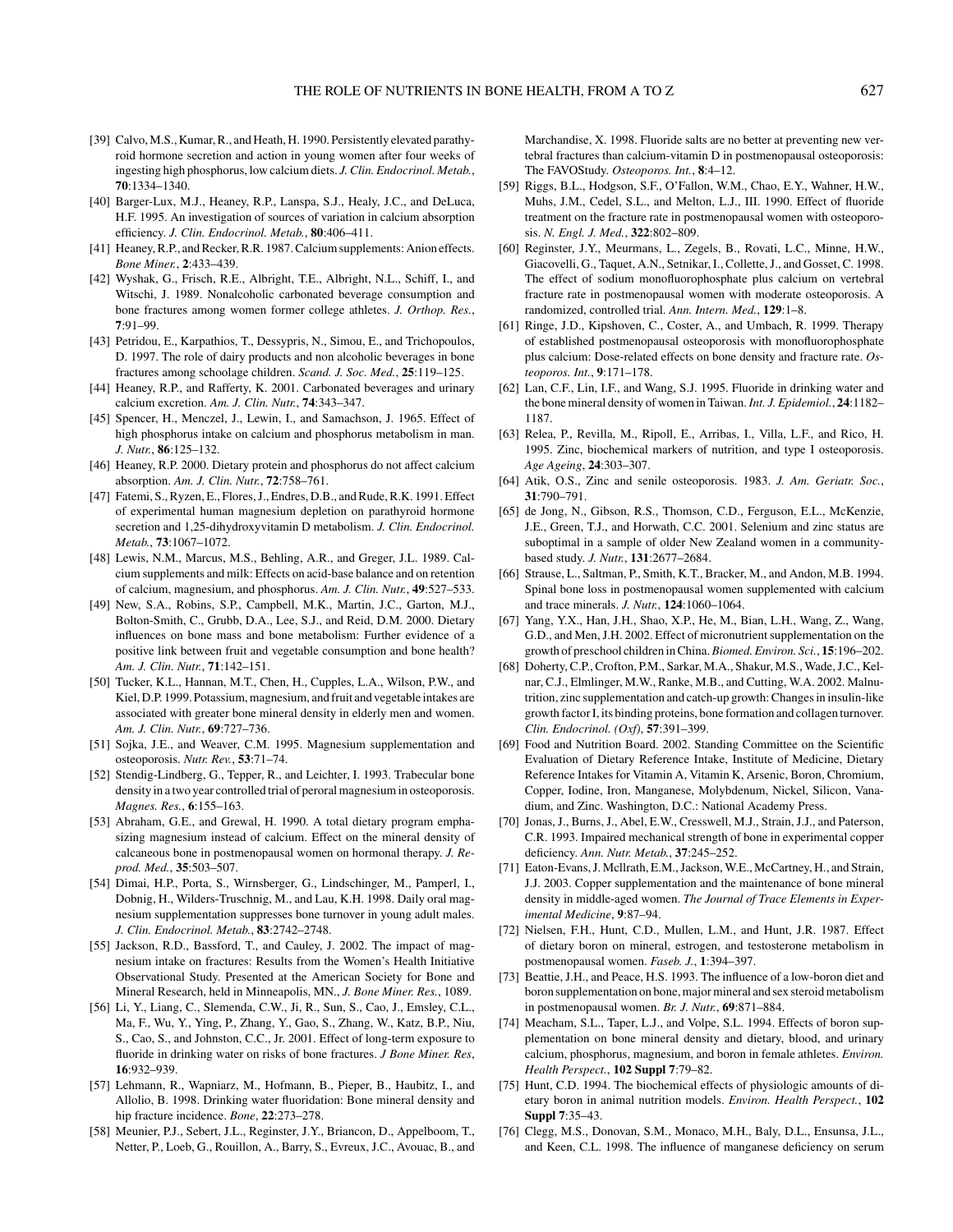[39] Calvo, M.S., Kumar, R., and Heath, H. 1990. Persistently elevated parathyroid hormone secretion and action in young women after four weeks of ingesting high phosphorus, low calcium diets. *J. Clin. Endocrinol. Metab.*, **70**:1334–1340.

[40] Barger-Lux, M.J., Heaney, R.P., Lanspa, S.J., Healy, J.C., and DeLuca, H.F. 1995. An investigation of sources of variation in calcium absorption efficiency. *J. Clin. Endocrinol. Metab.*, **80**:406–411.

[41] Heaney, R.P., and Recker, R.R. 1987. Calcium supplements: Anion effects. *Bone Miner.*, **2**:433–439.

[42] Wyshak, G., Frisch, R.E., Albright, T.E., Albright, N.L., Schiff, I., and Witschi, J. 1989. Nonalcoholic carbonated beverage consumption and bone fractures among women former college athletes. *J. Orthop. Res.*, **7**:91–99.

[43] Petridou, E., Karpathios, T., Dessypris, N., Simou, E., and Trichopoulos, D. 1997. The role of dairy products and non alcoholic beverages in bone fractures among schoolage children. *Scand. J. Soc. Med.*, **25**:119–125.

[44] Heaney, R.P., and Rafferty, K. 2001. Carbonated beverages and urinary calcium excretion. *Am. J. Clin. Nutr.*, **74**:343–347.

[45] Spencer, H., Menczel, J., Lewin, I., and Samachson, J. 1965. Effect of high phosphorus intake on calcium and phosphorus metabolism in man. *J. Nutr.*, **86**:125–132.

[46] Heaney, R.P. 2000. Dietary protein and phosphorus do not affect calcium absorption. *Am. J. Clin. Nutr.*, **72**:758–761.

[47] Fatemi, S., Ryzen, E., Flores, J., Endres, D.B., and Rude, R.K. 1991. Effect of experimental human magnesium depletion on parathyroid hormone secretion and 1,25-dihydroxyvitamin D metabolism. *J. Clin. Endocrinol. Metab.*, **73**:1067–1072.

[48] Lewis, N.M., Marcus, M.S., Behling, A.R., and Greger, J.L. 1989. Calcium supplements and milk: Effects on acid-base balance and on retention of calcium, magnesium, and phosphorus. *Am. J. Clin. Nutr.*, **49**:527–533.

[49] New, S.A., Robins, S.P., Campbell, M.K., Martin, J.C., Garton, M.J., Bolton-Smith, C., Grubb, D.A., Lee, S.J., and Reid, D.M. 2000. Dietary influences on bone mass and bone metabolism: Further evidence of a positive link between fruit and vegetable consumption and bone health? *Am. J. Clin. Nutr.*, **71**:142–151.

[50] Tucker, K.L., Hannan, M.T., Chen, H., Cupples, L.A., Wilson, P.W., and Kiel, D.P. 1999. Potassium, magnesium, and fruit and vegetable intakes are associated with greater bone mineral density in elderly men and women. *Am. J. Clin. Nutr.*, **69**:727–736.

[51] Sojka, J.E., and Weaver, C.M. 1995. Magnesium supplementation and osteoporosis. *Nutr. Rev.*, **53**:71–74.

[52] Stendig-Lindberg, G., Tepper, R., and Leichter, I. 1993. Trabecular bone density in a two year controlled trial of peroral magnesium in osteoporosis. *Magnes. Res.*, **6**:155–163.

[53] Abraham, G.E., and Grewal, H. 1990. A total dietary program emphasizing magnesium instead of calcium. Effect on the mineral density of calcaneous bone in postmenopausal women on hormonal therapy. *J. Reprod. Med.*, **35**:503–507.

[54] Dimai, H.P., Porta, S., Wirnsberger, G., Lindschinger, M., Pamperl, I., Dobnig, H., Wilders-Truschnig, M., and Lau, K.H. 1998. Daily oral magnesium supplementation suppresses bone turnover in young adult males. *J. Clin. Endocrinol. Metab.*, **83**:2742–2748.

[55] Jackson, R.D., Bassford, T., and Cauley, J. 2002. The impact of magnesium intake on fractures: Results from the Women's Health Initiative Observational Study. Presented at the American Society for Bone and Mineral Research, held in Minneapolis, MN., *J. Bone Miner. Res.*, 1089.

[56] Li, Y., Liang, C., Slemenda, C.W., Ji, R., Sun, S., Cao, J., Emsley, C.L., Ma, F., Wu, Y., Ying, P., Zhang, Y., Gao, S., Zhang, W., Katz, B.P., Niu, S., Cao, S., and Johnston, C.C., Jr. 2001. Effect of long-term exposure to fluoride in drinking water on risks of bone fractures. *J Bone Miner. Res*, **16**:932–939.

[57] Lehmann, R., Wapniarz, M., Hofmann, B., Pieper, B., Haubitz, I., and Allolio, B. 1998. Drinking water fluoridation: Bone mineral density and hip fracture incidence. *Bone*, **22**:273–278.

[58] Meunier, P.J., Sebert, J.L., Reginster, J.Y., Briancon, D., Appelboom, T., Netter, P., Loeb, G., Rouillon, A., Barry, S., Evreux, J.C., Avouac, B., and Marchandise, X. 1998. Fluoride salts are no better at preventing new vertebral fractures than calcium-vitamin D in postmenopausal osteoporosis: The FAVOStudy. *Osteoporos. Int.*, **8**:4–12.

[59] Riggs, B.L., Hodgson, S.F., O'Fallon, W.M., Chao, E.Y., Wahner, H.W., Muhs, J.M., Cedel, S.L., and Melton, L.J., III. 1990. Effect of fluoride treatment on the fracture rate in postmenopausal women with osteoporosis. *N. Engl. J. Med.*, **322**:802–809.

[60] Reginster, J.Y., Meurmans, L., Zegels, B., Rovati, L.C., Minne, H.W., Giacovelli, G., Taquet, A.N., Setnikar, I., Collette, J., and Gosset, C. 1998. The effect of sodium monofluorophosphate plus calcium on vertebral fracture rate in postmenopausal women with moderate osteoporosis. A randomized, controlled trial. *Ann. Intern. Med.*, **129**:1–8.

[61] Ringe, J.D., Kipshoven, C., Coster, A., and Umbach, R. 1999. Therapy of established postmenopausal osteoporosis with monofluorophosphate plus calcium: Dose-related effects on bone density and fracture rate. *Osteoporos. Int.*, **9**:171–178.

[62] Lan, C.F., Lin, I.F., and Wang, S.J. 1995. Fluoride in drinking water and the bone mineral density of women in Taiwan. *Int. J. Epidemiol.*, **24**:1182–1187.

[63] Relea, P., Revilla, M., Ripoll, E., Arribas, I., Villa, L.F., and Rico, H. 1995. Zinc, biochemical markers of nutrition, and type I osteoporosis. *Age Ageing*, **24**:303–307.

[64] Atik, O.S., Zinc and senile osteoporosis. 1983. *J. Am. Geriatr. Soc.*, **31**:790–791.

[65] de Jong, N., Gibson, R.S., Thomson, C.D., Ferguson, E.L., McKenzie, J.E., Green, T.J., and Horwath, C.C. 2001. Selenium and zinc status are suboptimal in a sample of older New Zealand women in a community-based study. *J. Nutr.*, **131**:2677–2684.

[66] Strause, L., Saltman, P., Smith, K.T., Bracker, M., and Andon, M.B. 1994. Spinal bone loss in postmenopausal women supplemented with calcium and trace minerals. *J. Nutr.*, **124**:1060–1064.

[67] Yang, Y.X., Han, J.H., Shao, X.P., He, M., Bian, L.H., Wang, Z., Wang, G.D., and Men, J.H. 2002. Effect of micronutrient supplementation on the growth of preschool children in China. *Biomed. Environ. Sci.*, **15**:196–202.

[68] Doherty, C.P., Crofton, P.M., Sarkar, M.A., Shakur, M.S., Wade, J.C., Kelnar, C.J., Elmlinger, M.W., Ranke, M.B., and Cutting, W.A. 2002. Malnutrition, zinc supplementation and catch-up growth: Changes in insulin-like growth factor I, its binding proteins, bone formation and collagen turnover. *Clin. Endocrinol. (Oxf)*, **57**:391–399.

[69] Food and Nutrition Board. 2002. Standing Committee on the Scientific Evaluation of Dietary Reference Intake, Institute of Medicine, Dietary Reference Intakes for Vitamin A, Vitamin K, Arsenic, Boron, Chromium, Copper, Iodine, Iron, Manganese, Molybdenum, Nickel, Silicon, Vanadium, and Zinc. Washington, D.C.: National Academy Press.

[70] Jonas, J., Burns, J., Abel, E.W., Cresswell, M.J., Strain, J.J., and Paterson, C.R. 1993. Impaired mechanical strength of bone in experimental copper deficiency. *Ann. Nutr. Metab.*, **37**:245–252.

[71] Eaton-Evans, J. Mcllrath, E.M., Jackson, W.E., McCartney, H., and Strain, J.J. 2003. Copper supplementation and the maintenance of bone mineral density in middle-aged women. *The Journal of Trace Elements in Experimental Medicine*, **9**:87–94.

[72] Nielsen, F.H., Hunt, C.D., Mullen, L.M., and Hunt, J.R. 1987. Effect of dietary boron on mineral, estrogen, and testosterone metabolism in postmenopausal women. *Faseb. J.*, **1**:394–397.

[73] Beattie, J.H., and Peace, H.S. 1993. The influence of a low-boron diet and boron supplementation on bone, major mineral and sex steroid metabolism in postmenopausal women. *Br. J. Nutr.*, **69**:871–884.

[74] Meacham, S.L., Taper, L.J., and Volpe, S.L. 1994. Effects of boron supplementation on bone mineral density and dietary, blood, and urinary calcium, phosphorus, magnesium, and boron in female athletes. *Environ. Health Perspect.*, **102 Suppl 7**:79–82.

[75] Hunt, C.D. 1994. The biochemical effects of physiologic amounts of dietary boron in animal nutrition models. *Environ. Health Perspect.*, **102 Suppl 7**:35–43.

[76] Clegg, M.S., Donovan, S.M., Monaco, M.H., Baly, D.L., Ensunsa, J.L., and Keen, C.L. 1998. The influence of manganese deficiency on serum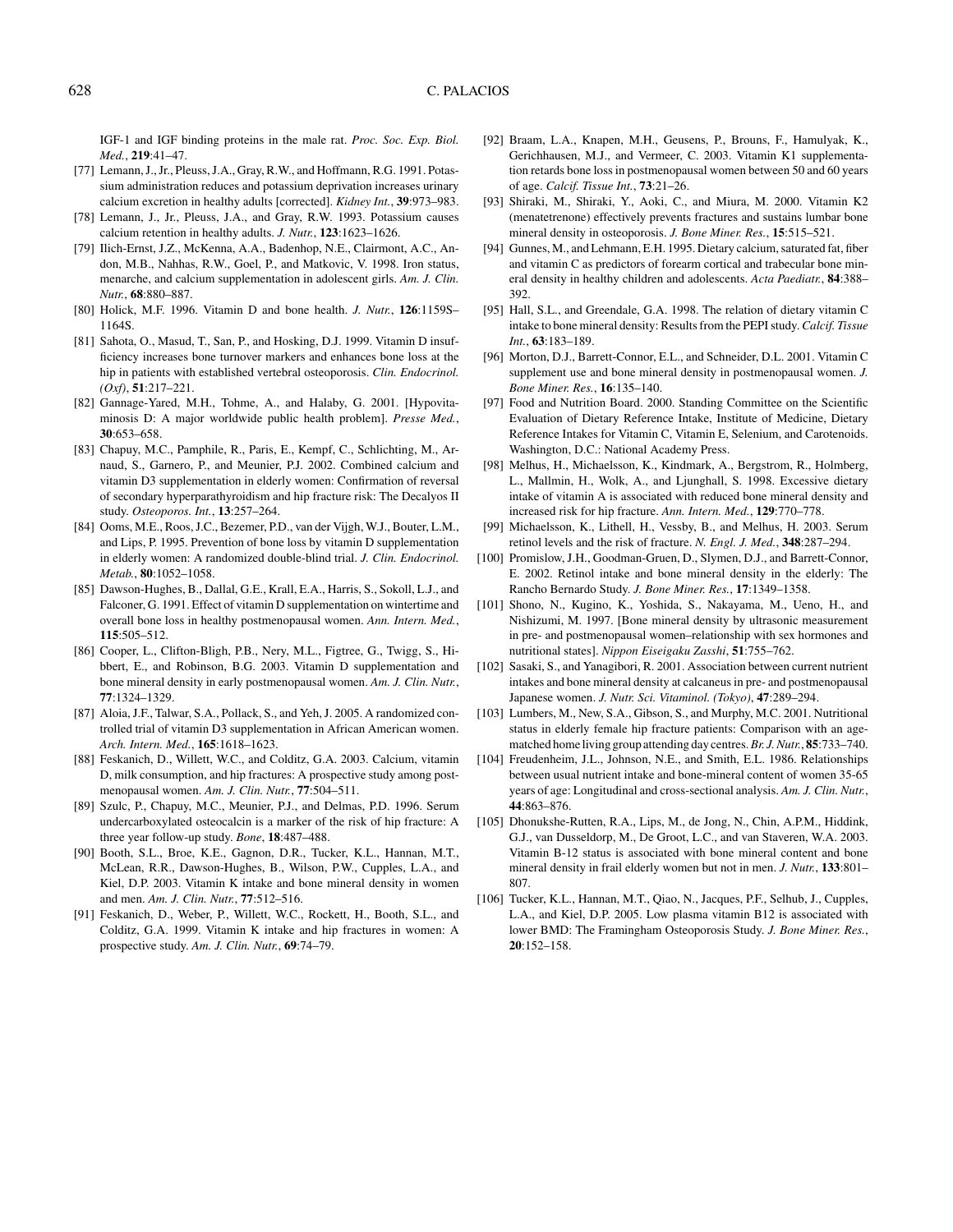IGF-1 and IGF binding proteins in the male rat. *Proc. Soc. Exp. Biol. Med.*, **219**:41–47.

[77] Lemann, J., Jr., Pleuss, J.A., Gray, R.W., and Hoffmann, R.G. 1991. Potassium administration reduces and potassium deprivation increases urinary calcium excretion in healthy adults [corrected]. *Kidney Int.*, **39**:973–983.

[78] Lemann, J., Jr., Pleuss, J.A., and Gray, R.W. 1993. Potassium causes calcium retention in healthy adults. *J. Nutr.*, **123**:1623–1626.

[79] Ilich-Ernst, J.Z., McKenna, A.A., Badenhop, N.E., Clairmont, A.C., Andon, M.B., Nahhas, R.W., Goel, P., and Matkovic, V. 1998. Iron status, menarche, and calcium supplementation in adolescent girls. *Am. J. Clin. Nutr.*, **68**:880–887.

[80] Holick, M.F. 1996. Vitamin D and bone health. *J. Nutr.*, **126**:1159S–1164S.

[81] Sahota, O., Masud, T., San, P., and Hosking, D.J. 1999. Vitamin D insufficiency increases bone turnover markers and enhances bone loss at the hip in patients with established vertebral osteoporosis. *Clin. Endocrinol. (Oxf)*, **51**:217–221.

[82] Gannage-Yared, M.H., Tohme, A., and Halaby, G. 2001. [Hypovitaminosis D: A major worldwide public health problem]. *Presse Med.*, **30**:653–658.

[83] Chapuy, M.C., Pamphile, R., Paris, E., Kempf, C., Schlichting, M., Arnaud, S., Garnero, P., and Meunier, P.J. 2002. Combined calcium and vitamin D3 supplementation in elderly women: Confirmation of reversal of secondary hyperparathyroidism and hip fracture risk: The Decalyos II study. *Osteoporos. Int.*, **13**:257–264.

[84] Ooms, M.E., Roos, J.C., Bezemer, P.D., van der Vijgh, W.J., Bouter, L.M., and Lips, P. 1995. Prevention of bone loss by vitamin D supplementation in elderly women: A randomized double-blind trial. *J. Clin. Endocrinol. Metab.*, **80**:1052–1058.

[85] Dawson-Hughes, B., Dallal, G.E., Krall, E.A., Harris, S., Sokoll, L.J., and Falconer, G. 1991. Effect of vitamin D supplementation on wintertime and overall bone loss in healthy postmenopausal women. *Ann. Intern. Med.*, **115**:505–512.

[86] Cooper, L., Clifton-Bligh, P.B., Nery, M.L., Figtree, G., Twigg, S., Hibbert, E., and Robinson, B.G. 2003. Vitamin D supplementation and bone mineral density in early postmenopausal women. *Am. J. Clin. Nutr.*, **77**:1324–1329.

[87] Aloia, J.F., Talwar, S.A., Pollack, S., and Yeh, J. 2005. A randomized controlled trial of vitamin D3 supplementation in African American women. *Arch. Intern. Med.*, **165**:1618–1623.

[88] Feskanich, D., Willett, W.C., and Colditz, G.A. 2003. Calcium, vitamin D, milk consumption, and hip fractures: A prospective study among postmenopausal women. *Am. J. Clin. Nutr.*, **77**:504–511.

[89] Szulc, P., Chapuy, M.C., Meunier, P.J., and Delmas, P.D. 1996. Serum undercarboxylated osteocalcin is a marker of the risk of hip fracture: A three year follow-up study. *Bone*, **18**:487–488.

[90] Booth, S.L., Broe, K.E., Gagnon, D.R., Tucker, K.L., Hannan, M.T., McLean, R.R., Dawson-Hughes, B., Wilson, P.W., Cupples, L.A., and Kiel, D.P. 2003. Vitamin K intake and bone mineral density in women and men. *Am. J. Clin. Nutr.*, **77**:512–516.

[91] Feskanich, D., Weber, P., Willett, W.C., Rockett, H., Booth, S.L., and Colditz, G.A. 1999. Vitamin K intake and hip fractures in women: A prospective study. *Am. J. Clin. Nutr.*, **69**:74–79.

[92] Braam, L.A., Knapen, M.H., Geusens, P., Brouns, F., Hamulyak, K., Gerichhausen, M.J., and Vermeer, C. 2003. Vitamin K1 supplementation retards bone loss in postmenopausal women between 50 and 60 years of age. *Calcif. Tissue Int.*, **73**:21–26.

[93] Shiraki, M., Shiraki, Y., Aoki, C., and Miura, M. 2000. Vitamin K2 (menatetrenone) effectively prevents fractures and sustains lumbar bone mineral density in osteoporosis. *J. Bone Miner. Res.*, **15**:515–521.

[94] Gunnes, M., and Lehmann, E.H. 1995. Dietary calcium, saturated fat, fiber and vitamin C as predictors of forearm cortical and trabecular bone mineral density in healthy children and adolescents. *Acta Paediatr.*, **84**:388–392.

[95] Hall, S.L., and Greendale, G.A. 1998. The relation of dietary vitamin C intake to bone mineral density: Results from the PEPI study. *Calcif. Tissue Int.*, **63**:183–189.

[96] Morton, D.J., Barrett-Connor, E.L., and Schneider, D.L. 2001. Vitamin C supplement use and bone mineral density in postmenopausal women. *J. Bone Miner. Res.*, **16**:135–140.

[97] Food and Nutrition Board. 2000. Standing Committee on the Scientific Evaluation of Dietary Reference Intake, Institute of Medicine, Dietary Reference Intakes for Vitamin C, Vitamin E, Selenium, and Carotenoids. Washington, D.C.: National Academy Press.

[98] Melhus, H., Michaelsson, K., Kindmark, A., Bergstrom, R., Holmberg, L., Mallmin, H., Wolk, A., and Ljunghall, S. 1998. Excessive dietary intake of vitamin A is associated with reduced bone mineral density and increased risk for hip fracture. *Ann. Intern. Med.*, **129**:770–778.

[99] Michaelsson, K., Lithell, H., Vessby, B., and Melhus, H. 2003. Serum retinol levels and the risk of fracture. *N. Engl. J. Med.*, **348**:287–294.

[100] Promislow, J.H., Goodman-Gruen, D., Slymen, D.J., and Barrett-Connor, E. 2002. Retinol intake and bone mineral density in the elderly: The Rancho Bernardo Study. *J. Bone Miner. Res.*, **17**:1349–1358.

[101] Shono, N., Kugino, K., Yoshida, S., Nakayama, M., Ueno, H., and Nishizumi, M. 1997. [Bone mineral density by ultrasonic measurement in pre- and postmenopausal women–relationship with sex hormones and nutritional states]. *Nippon Eiseigaku Zasshi*, **51**:755–762.

[102] Sasaki, S., and Yanagibori, R. 2001. Association between current nutrient intakes and bone mineral density at calcaneus in pre- and postmenopausal Japanese women. *J. Nutr. Sci. Vitaminol. (Tokyo)*, **47**:289–294.

[103] Lumbers, M., New, S.A., Gibson, S., and Murphy, M.C. 2001. Nutritional status in elderly female hip fracture patients: Comparison with an age-matched home living group attending day centres. *Br. J. Nutr.*, **85**:733–740.

[104] Freudenheim, J.L., Johnson, N.E., and Smith, E.L. 1986. Relationships between usual nutrient intake and bone-mineral content of women 35-65 years of age: Longitudinal and cross-sectional analysis. *Am. J. Clin. Nutr.*, **44**:863–876.

[105] Dhonukshe-Rutten, R.A., Lips, M., de Jong, N., Chin, A.P.M., Hiddink, G.J., van Dusseldorp, M., De Groot, L.C., and van Staveren, W.A. 2003. Vitamin B-12 status is associated with bone mineral content and bone mineral density in frail elderly women but not in men. *J. Nutr.*, **133**:801–807.

[106] Tucker, K.L., Hannan, M.T., Qiao, N., Jacques, P.F., Selhub, J., Cupples, L.A., and Kiel, D.P. 2005. Low plasma vitamin B12 is associated with lower BMD: The Framingham Osteoporosis Study. *J. Bone Miner. Res.*, **20**:152–158.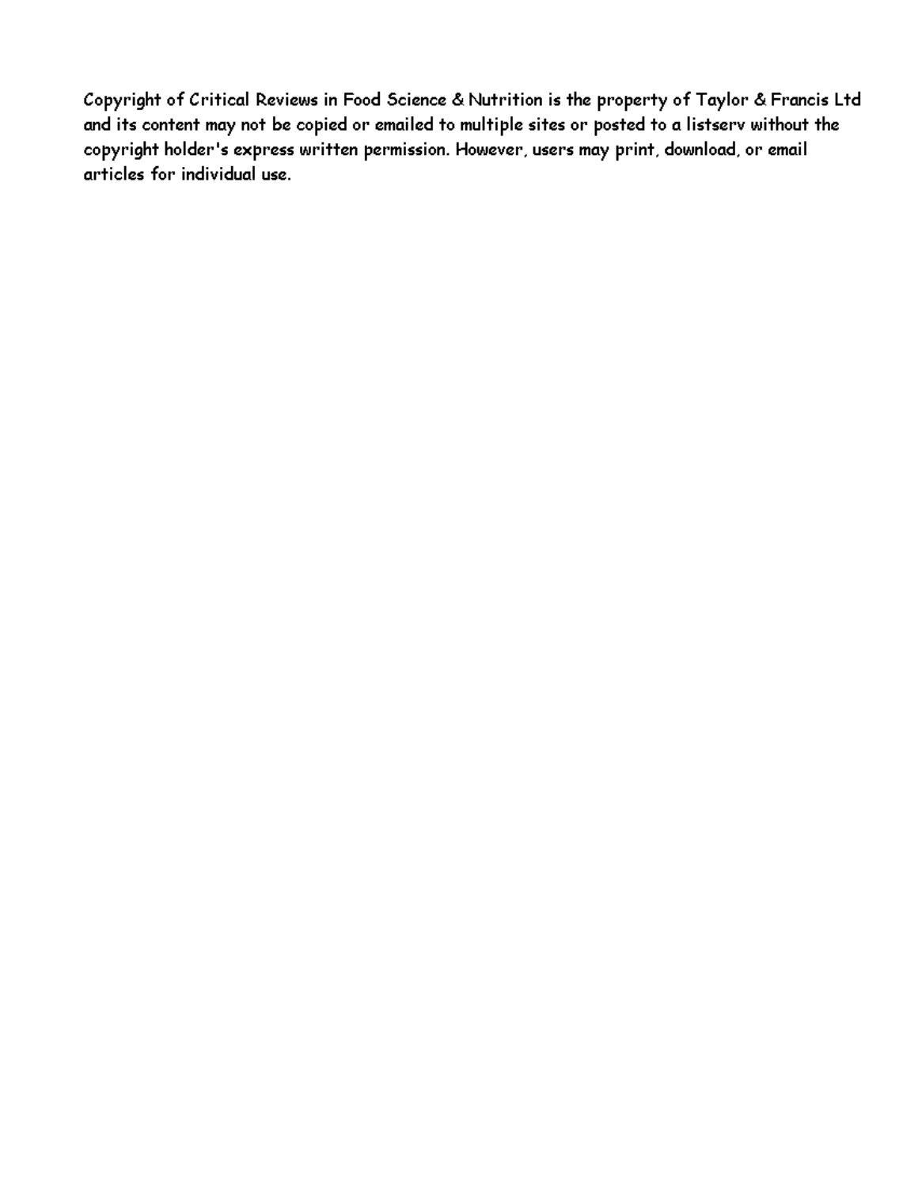Copyright of Critical Reviews in Food Science & Nutrition is the property of Taylor & Francis Ltd and its content may not be copied or emailed to multiple sites or posted to a listserv without the copyright holder's express written permission. However, users may print, download, or email articles for individual use.